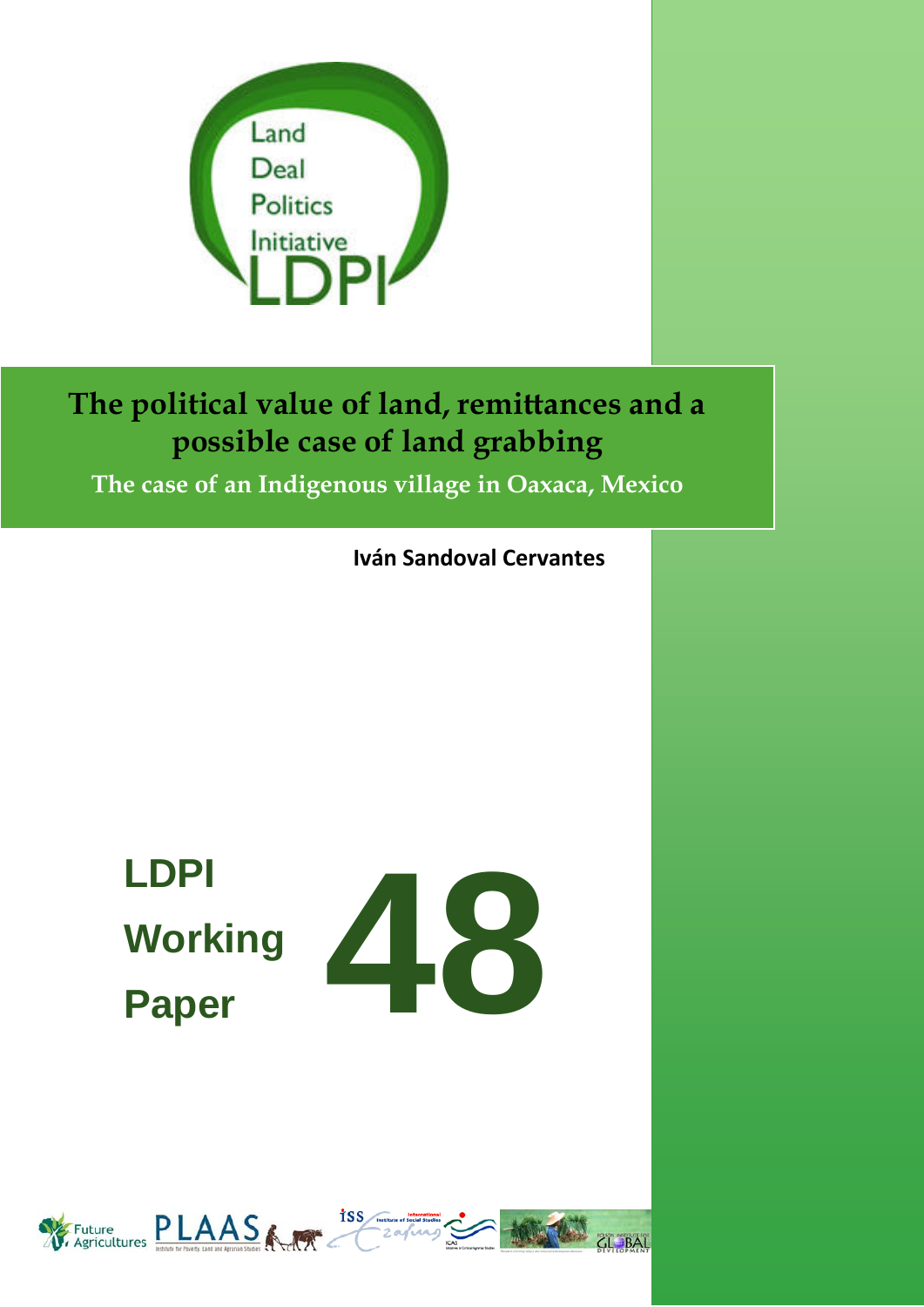Land Deal Politics Initiative

LDPI

# The political value of land, remittances and a possible case of land grabbing

## The case of an Indigenous village in Oaxaca, Mexico

**Iván Sandoval Cervantes**

**LDPI Working Paper 48**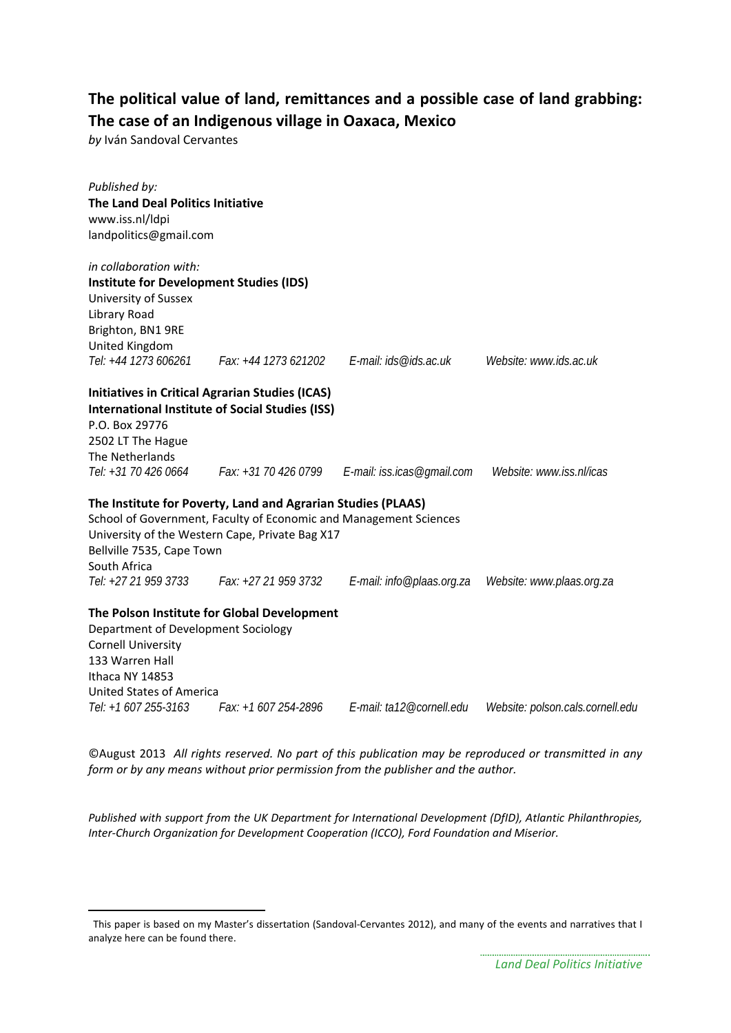# The political value of land, remittances and a possible case of land grabbing: The case of an Indigenous village in Oaxaca, Mexico

*by* Iván Sandoval Cervantes

*Published by:*
**The Land Deal Politics Initiative**
www.iss.nl/ldpi
landpolitics@gmail.com

*in collaboration with:*
**Institute for Development Studies (IDS)**
University of Sussex
Library Road
Brighton, BN1 9RE
United Kingdom
*Tel: +44 1273 606261 Fax: +44 1273 621202 E-mail: ids@ids.ac.uk Website: www.ids.ac.uk*

**Initiatives in Critical Agrarian Studies (ICAS)**
**International Institute of Social Studies (ISS)**
P.O. Box 29776
2502 LT The Hague
The Netherlands
*Tel: +31 70 426 0664 Fax: +31 70 426 0799 E-mail: iss.icas@gmail.com Website: www.iss.nl/icas*

**The Institute for Poverty, Land and Agrarian Studies (PLAAS)**
School of Government, Faculty of Economic and Management Sciences
University of the Western Cape, Private Bag X17
Bellville 7535, Cape Town
South Africa
*Tel: +27 21 959 3733 Fax: +27 21 959 3732 E-mail: info@plaas.org.za Website: www.plaas.org.za*

**The Polson Institute for Global Development**
Department of Development Sociology
Cornell University
133 Warren Hall
Ithaca NY 14853
United States of America
*Tel: +1 607 255-3163 Fax: +1 607 254-2896 E-mail: ta12@cornell.edu Website: polson.cals.cornell.edu*

©August 2013 *All rights reserved. No part of this publication may be reproduced or transmitted in any form or by any means without prior permission from the publisher and the author.*

*Published with support from the UK Department for International Development (DfID), Atlantic Philanthropies, Inter-Church Organization for Development Cooperation (ICCO), Ford Foundation and Miserior.*

---

This paper is based on my Master's dissertation (Sandoval-Cervantes 2012), and many of the events and narratives that I analyze here can be found there.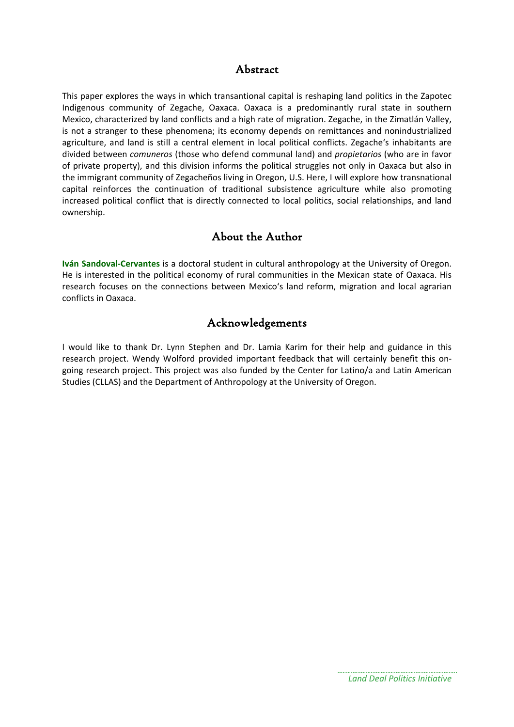## Abstract

This paper explores the ways in which transantional capital is reshaping land politics in the Zapotec Indigenous community of Zegache, Oaxaca. Oaxaca is a predominantly rural state in southern Mexico, characterized by land conflicts and a high rate of migration. Zegache, in the Zimatlán Valley, is not a stranger to these phenomena; its economy depends on remittances and nonindustrialized agriculture, and land is still a central element in local political conflicts. Zegache's inhabitants are divided between *comuneros* (those who defend communal land) and *propietarios* (who are in favor of private property), and this division informs the political struggles not only in Oaxaca but also in the immigrant community of Zegacheños living in Oregon, U.S. Here, I will explore how transnational capital reinforces the continuation of traditional subsistence agriculture while also promoting increased political conflict that is directly connected to local politics, social relationships, and land ownership.

## About the Author

**Iván Sandoval-Cervantes** is a doctoral student in cultural anthropology at the University of Oregon. He is interested in the political economy of rural communities in the Mexican state of Oaxaca. His research focuses on the connections between Mexico's land reform, migration and local agrarian conflicts in Oaxaca.

## Acknowledgements

I would like to thank Dr. Lynn Stephen and Dr. Lamia Karim for their help and guidance in this research project. Wendy Wolford provided important feedback that will certainly benefit this on-going research project. This project was also funded by the Center for Latino/a and Latin American Studies (CLLAS) and the Department of Anthropology at the University of Oregon.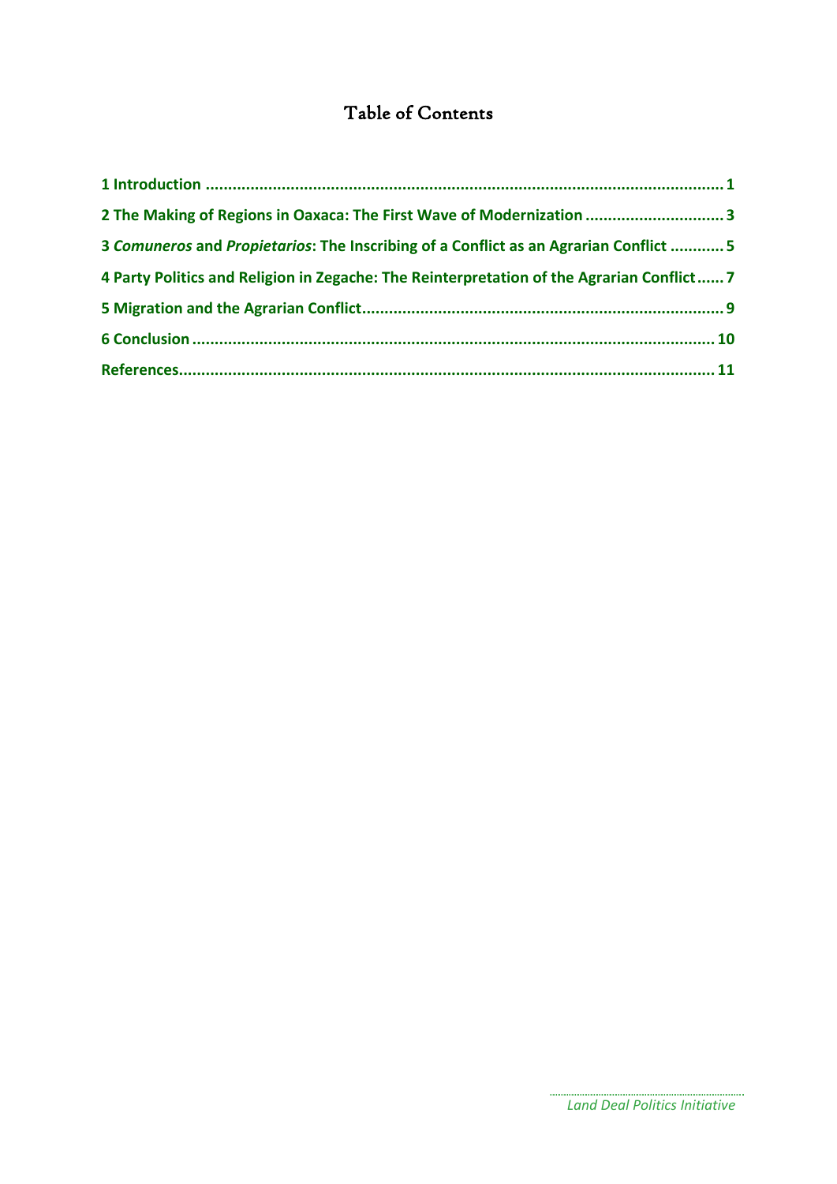# Table of Contents

**1 Introduction ..................................................................................................................... 1**

**2 The Making of Regions in Oaxaca: The First Wave of Modernization .............................. 3**

**3 *Comuneros* and *Propietarios*: The Inscribing of a Conflict as an Agrarian Conflict ............ 5**

**4 Party Politics and Religion in Zegache: The Reinterpretation of the Agrarian Conflict...... 7**

**5 Migration and the Agrarian Conflict.................................................................................. 9**

**6 Conclusion ..................................................................................................................... 10**

**References........................................................................................................................ 11**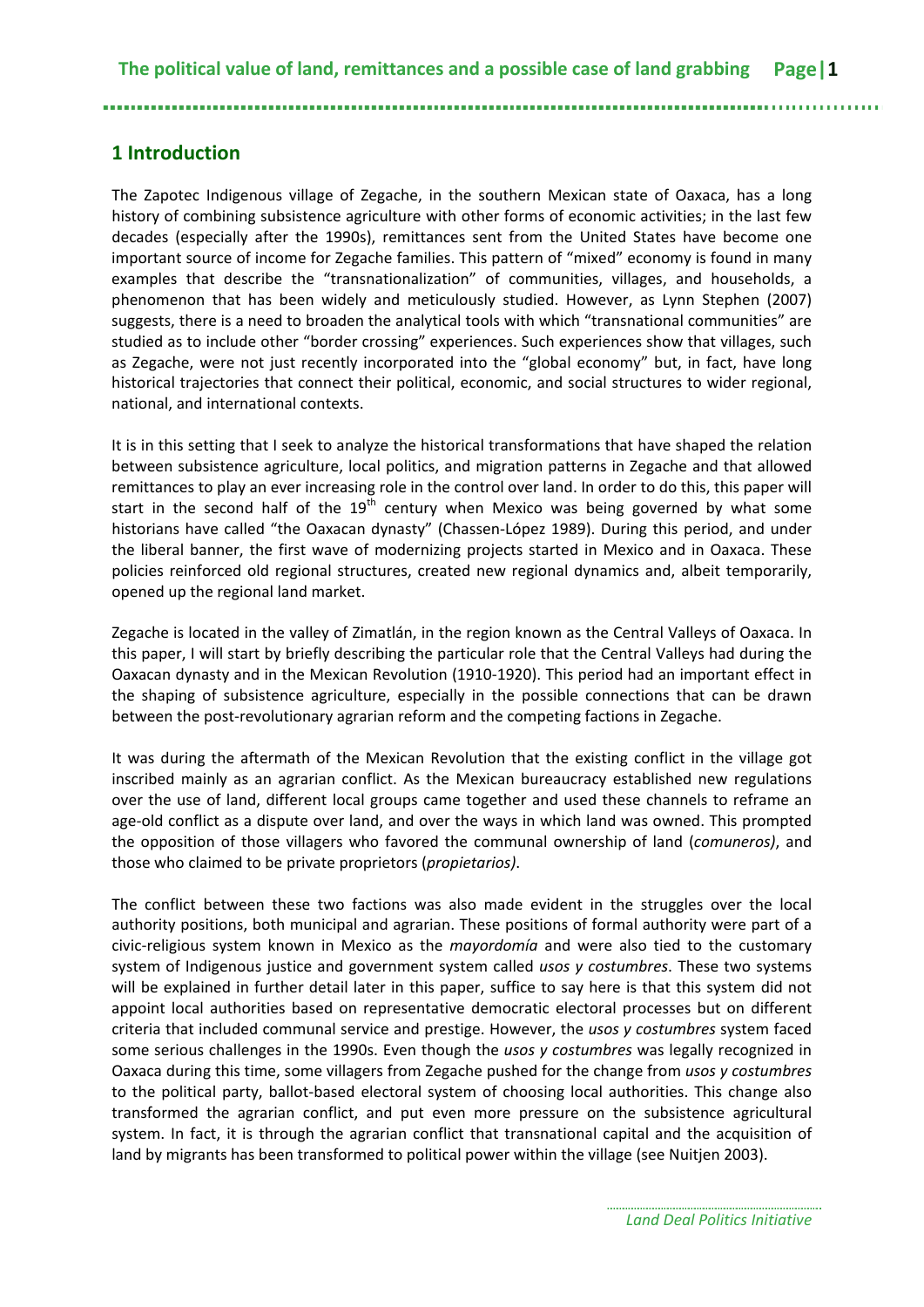## 1 Introduction

The Zapotec Indigenous village of Zegache, in the southern Mexican state of Oaxaca, has a long history of combining subsistence agriculture with other forms of economic activities; in the last few decades (especially after the 1990s), remittances sent from the United States have become one important source of income for Zegache families. This pattern of "mixed" economy is found in many examples that describe the "transnationalization" of communities, villages, and households, a phenomenon that has been widely and meticulously studied. However, as Lynn Stephen (2007) suggests, there is a need to broaden the analytical tools with which "transnational communities" are studied as to include other "border crossing" experiences. Such experiences show that villages, such as Zegache, were not just recently incorporated into the "global economy" but, in fact, have long historical trajectories that connect their political, economic, and social structures to wider regional, national, and international contexts.

It is in this setting that I seek to analyze the historical transformations that have shaped the relation between subsistence agriculture, local politics, and migration patterns in Zegache and that allowed remittances to play an ever increasing role in the control over land. In order to do this, this paper will start in the second half of the 19th century when Mexico was being governed by what some historians have called "the Oaxacan dynasty" (Chassen-López 1989). During this period, and under the liberal banner, the first wave of modernizing projects started in Mexico and in Oaxaca. These policies reinforced old regional structures, created new regional dynamics and, albeit temporarily, opened up the regional land market.

Zegache is located in the valley of Zimatlán, in the region known as the Central Valleys of Oaxaca. In this paper, I will start by briefly describing the particular role that the Central Valleys had during the Oaxacan dynasty and in the Mexican Revolution (1910-1920). This period had an important effect in the shaping of subsistence agriculture, especially in the possible connections that can be drawn between the post-revolutionary agrarian reform and the competing factions in Zegache.

It was during the aftermath of the Mexican Revolution that the existing conflict in the village got inscribed mainly as an agrarian conflict. As the Mexican bureaucracy established new regulations over the use of land, different local groups came together and used these channels to reframe an age-old conflict as a dispute over land, and over the ways in which land was owned. This prompted the opposition of those villagers who favored the communal ownership of land (*comuneros)*, and those who claimed to be private proprietors (*propietarios)*.

The conflict between these two factions was also made evident in the struggles over the local authority positions, both municipal and agrarian. These positions of formal authority were part of a civic-religious system known in Mexico as the *mayordomía* and were also tied to the customary system of Indigenous justice and government system called *usos y costumbres*. These two systems will be explained in further detail later in this paper, suffice to say here is that this system did not appoint local authorities based on representative democratic electoral processes but on different criteria that included communal service and prestige. However, the *usos y costumbres* system faced some serious challenges in the 1990s. Even though the *usos y costumbres* was legally recognized in Oaxaca during this time, some villagers from Zegache pushed for the change from *usos y costumbres* to the political party, ballot-based electoral system of choosing local authorities. This change also transformed the agrarian conflict, and put even more pressure on the subsistence agricultural system. In fact, it is through the agrarian conflict that transnational capital and the acquisition of land by migrants has been transformed to political power within the village (see Nuitjen 2003).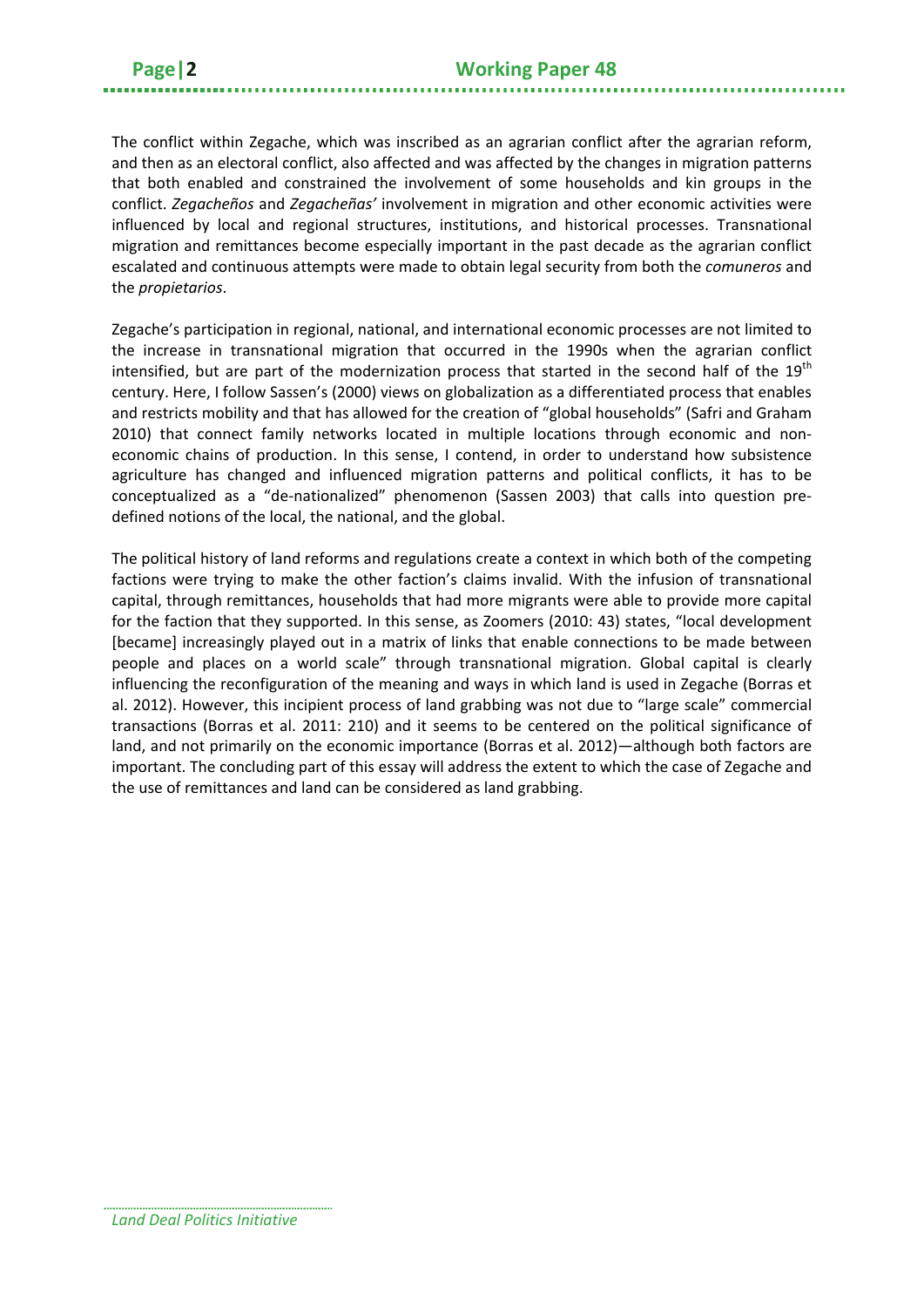The conflict within Zegache, which was inscribed as an agrarian conflict after the agrarian reform, and then as an electoral conflict, also affected and was affected by the changes in migration patterns that both enabled and constrained the involvement of some households and kin groups in the conflict. *Zegacheños* and *Zegacheñas'* involvement in migration and other economic activities were influenced by local and regional structures, institutions, and historical processes. Transnational migration and remittances become especially important in the past decade as the agrarian conflict escalated and continuous attempts were made to obtain legal security from both the *comuneros* and the *propietarios*.

Zegache's participation in regional, national, and international economic processes are not limited to the increase in transnational migration that occurred in the 1990s when the agrarian conflict intensified, but are part of the modernization process that started in the second half of the 19th century. Here, I follow Sassen's (2000) views on globalization as a differentiated process that enables and restricts mobility and that has allowed for the creation of "global households" (Safri and Graham 2010) that connect family networks located in multiple locations through economic and non-economic chains of production. In this sense, I contend, in order to understand how subsistence agriculture has changed and influenced migration patterns and political conflicts, it has to be conceptualized as a "de-nationalized" phenomenon (Sassen 2003) that calls into question pre-defined notions of the local, the national, and the global.

The political history of land reforms and regulations create a context in which both of the competing factions were trying to make the other faction's claims invalid. With the infusion of transnational capital, through remittances, households that had more migrants were able to provide more capital for the faction that they supported. In this sense, as Zoomers (2010: 43) states, "local development [became] increasingly played out in a matrix of links that enable connections to be made between people and places on a world scale" through transnational migration. Global capital is clearly influencing the reconfiguration of the meaning and ways in which land is used in Zegache (Borras et al. 2012). However, this incipient process of land grabbing was not due to "large scale" commercial transactions (Borras et al. 2011: 210) and it seems to be centered on the political significance of land, and not primarily on the economic importance (Borras et al. 2012)—although both factors are important. The concluding part of this essay will address the extent to which the case of Zegache and the use of remittances and land can be considered as land grabbing.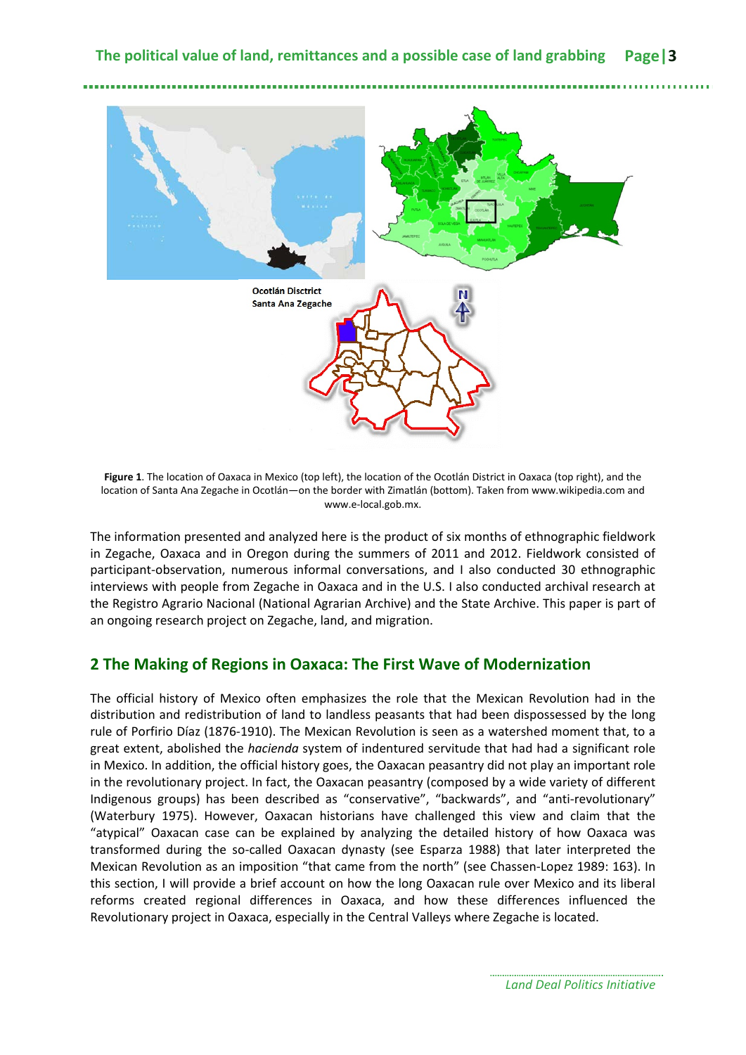**Figure 1**. The location of Oaxaca in Mexico (top left), the location of the Ocotlán District in Oaxaca (top right), and the location of Santa Ana Zegache in Ocotlán—on the border with Zimatlán (bottom). Taken from www.wikipedia.com and www.e-local.gob.mx.

The information presented and analyzed here is the product of six months of ethnographic fieldwork in Zegache, Oaxaca and in Oregon during the summers of 2011 and 2012. Fieldwork consisted of participant-observation, numerous informal conversations, and I also conducted 30 ethnographic interviews with people from Zegache in Oaxaca and in the U.S. I also conducted archival research at the Registro Agrario Nacional (National Agrarian Archive) and the State Archive. This paper is part of an ongoing research project on Zegache, land, and migration.

## 2 The Making of Regions in Oaxaca: The First Wave of Modernization

The official history of Mexico often emphasizes the role that the Mexican Revolution had in the distribution and redistribution of land to landless peasants that had been dispossessed by the long rule of Porfirio Díaz (1876-1910). The Mexican Revolution is seen as a watershed moment that, to a great extent, abolished the *hacienda* system of indentured servitude that had had a significant role in Mexico. In addition, the official history goes, the Oaxacan peasantry did not play an important role in the revolutionary project. In fact, the Oaxacan peasantry (composed by a wide variety of different Indigenous groups) has been described as "conservative", "backwards", and "anti-revolutionary" (Waterbury 1975). However, Oaxacan historians have challenged this view and claim that the "atypical" Oaxacan case can be explained by analyzing the detailed history of how Oaxaca was transformed during the so-called Oaxacan dynasty (see Esparza 1988) that later interpreted the Mexican Revolution as an imposition "that came from the north" (see Chassen-Lopez 1989: 163). In this section, I will provide a brief account on how the long Oaxacan rule over Mexico and its liberal reforms created regional differences in Oaxaca, and how these differences influenced the Revolutionary project in Oaxaca, especially in the Central Valleys where Zegache is located.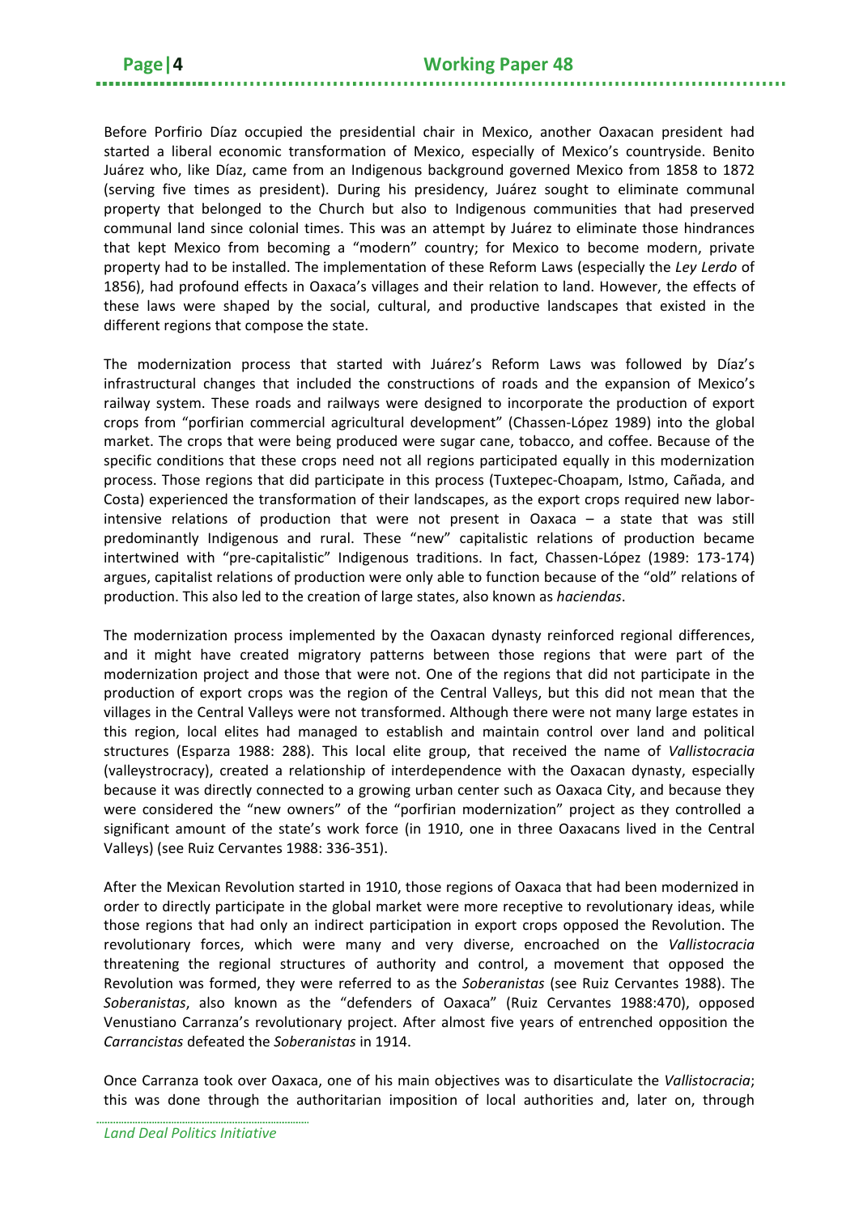Before Porfirio Díaz occupied the presidential chair in Mexico, another Oaxacan president had started a liberal economic transformation of Mexico, especially of Mexico's countryside. Benito Juárez who, like Díaz, came from an Indigenous background governed Mexico from 1858 to 1872 (serving five times as president). During his presidency, Juárez sought to eliminate communal property that belonged to the Church but also to Indigenous communities that had preserved communal land since colonial times. This was an attempt by Juárez to eliminate those hindrances that kept Mexico from becoming a "modern" country; for Mexico to become modern, private property had to be installed. The implementation of these Reform Laws (especially the *Ley Lerdo* of 1856), had profound effects in Oaxaca's villages and their relation to land. However, the effects of these laws were shaped by the social, cultural, and productive landscapes that existed in the different regions that compose the state.

The modernization process that started with Juárez's Reform Laws was followed by Díaz's infrastructural changes that included the constructions of roads and the expansion of Mexico's railway system. These roads and railways were designed to incorporate the production of export crops from "porfirian commercial agricultural development" (Chassen-López 1989) into the global market. The crops that were being produced were sugar cane, tobacco, and coffee. Because of the specific conditions that these crops need not all regions participated equally in this modernization process. Those regions that did participate in this process (Tuxtepec-Choapam, Istmo, Cañada, and Costa) experienced the transformation of their landscapes, as the export crops required new labor-intensive relations of production that were not present in Oaxaca – a state that was still predominantly Indigenous and rural. These "new" capitalistic relations of production became intertwined with "pre-capitalistic" Indigenous traditions. In fact, Chassen-López (1989: 173-174) argues, capitalist relations of production were only able to function because of the "old" relations of production. This also led to the creation of large states, also known as *haciendas*.

The modernization process implemented by the Oaxacan dynasty reinforced regional differences, and it might have created migratory patterns between those regions that were part of the modernization project and those that were not. One of the regions that did not participate in the production of export crops was the region of the Central Valleys, but this did not mean that the villages in the Central Valleys were not transformed. Although there were not many large estates in this region, local elites had managed to establish and maintain control over land and political structures (Esparza 1988: 288). This local elite group, that received the name of *Vallistocracia* (valleystrocracy), created a relationship of interdependence with the Oaxacan dynasty, especially because it was directly connected to a growing urban center such as Oaxaca City, and because they were considered the "new owners" of the "porfirian modernization" project as they controlled a significant amount of the state's work force (in 1910, one in three Oaxacans lived in the Central Valleys) (see Ruiz Cervantes 1988: 336-351).

After the Mexican Revolution started in 1910, those regions of Oaxaca that had been modernized in order to directly participate in the global market were more receptive to revolutionary ideas, while those regions that had only an indirect participation in export crops opposed the Revolution. The revolutionary forces, which were many and very diverse, encroached on the *Vallistocracia* threatening the regional structures of authority and control, a movement that opposed the Revolution was formed, they were referred to as the *Soberanistas* (see Ruiz Cervantes 1988). The *Soberanistas*, also known as the "defenders of Oaxaca" (Ruiz Cervantes 1988:470), opposed Venustiano Carranza's revolutionary project. After almost five years of entrenched opposition the *Carrancistas* defeated the *Soberanistas* in 1914.

Once Carranza took over Oaxaca, one of his main objectives was to disarticulate the *Vallistocracia*; this was done through the authoritarian imposition of local authorities and, later on, through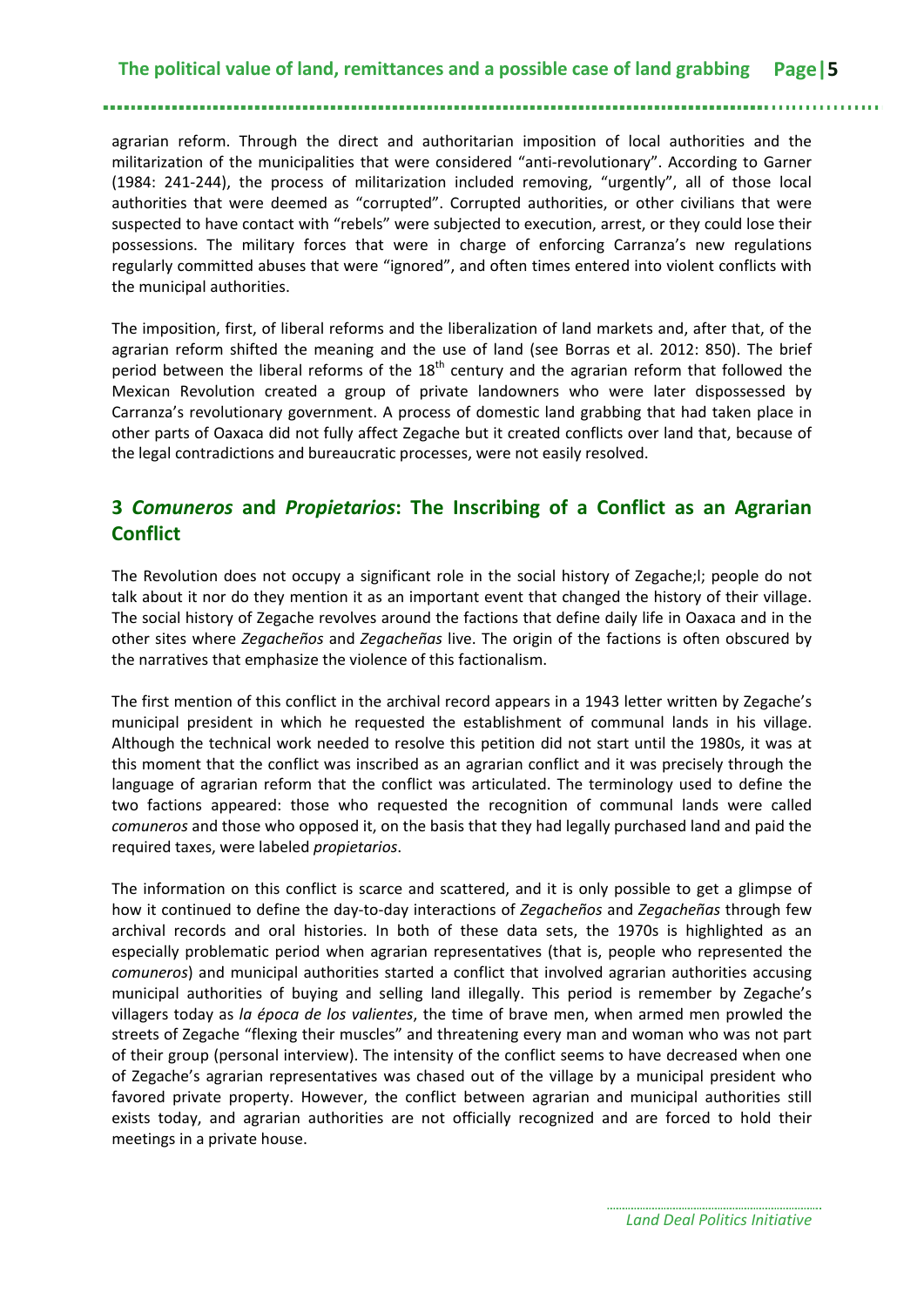agrarian reform. Through the direct and authoritarian imposition of local authorities and the militarization of the municipalities that were considered "anti-revolutionary". According to Garner (1984: 241-244), the process of militarization included removing, "urgently", all of those local authorities that were deemed as "corrupted". Corrupted authorities, or other civilians that were suspected to have contact with "rebels" were subjected to execution, arrest, or they could lose their possessions. The military forces that were in charge of enforcing Carranza's new regulations regularly committed abuses that were "ignored", and often times entered into violent conflicts with the municipal authorities.

The imposition, first, of liberal reforms and the liberalization of land markets and, after that, of the agrarian reform shifted the meaning and the use of land (see Borras et al. 2012: 850). The brief period between the liberal reforms of the 18th century and the agrarian reform that followed the Mexican Revolution created a group of private landowners who were later dispossessed by Carranza's revolutionary government. A process of domestic land grabbing that had taken place in other parts of Oaxaca did not fully affect Zegache but it created conflicts over land that, because of the legal contradictions and bureaucratic processes, were not easily resolved.

## 3 *Comuneros* and *Propietarios*: The Inscribing of a Conflict as an Agrarian Conflict

The Revolution does not occupy a significant role in the social history of Zegache;l; people do not talk about it nor do they mention it as an important event that changed the history of their village. The social history of Zegache revolves around the factions that define daily life in Oaxaca and in the other sites where *Zegacheños* and *Zegacheñas* live. The origin of the factions is often obscured by the narratives that emphasize the violence of this factionalism.

The first mention of this conflict in the archival record appears in a 1943 letter written by Zegache's municipal president in which he requested the establishment of communal lands in his village. Although the technical work needed to resolve this petition did not start until the 1980s, it was at this moment that the conflict was inscribed as an agrarian conflict and it was precisely through the language of agrarian reform that the conflict was articulated. The terminology used to define the two factions appeared: those who requested the recognition of communal lands were called *comuneros* and those who opposed it, on the basis that they had legally purchased land and paid the required taxes, were labeled *propietarios*.

The information on this conflict is scarce and scattered, and it is only possible to get a glimpse of how it continued to define the day-to-day interactions of *Zegacheños* and *Zegacheñas* through few archival records and oral histories. In both of these data sets, the 1970s is highlighted as an especially problematic period when agrarian representatives (that is, people who represented the *comuneros*) and municipal authorities started a conflict that involved agrarian authorities accusing municipal authorities of buying and selling land illegally. This period is remember by Zegache's villagers today as *la época de los valientes*, the time of brave men, when armed men prowled the streets of Zegache "flexing their muscles" and threatening every man and woman who was not part of their group (personal interview). The intensity of the conflict seems to have decreased when one of Zegache's agrarian representatives was chased out of the village by a municipal president who favored private property. However, the conflict between agrarian and municipal authorities still exists today, and agrarian authorities are not officially recognized and are forced to hold their meetings in a private house.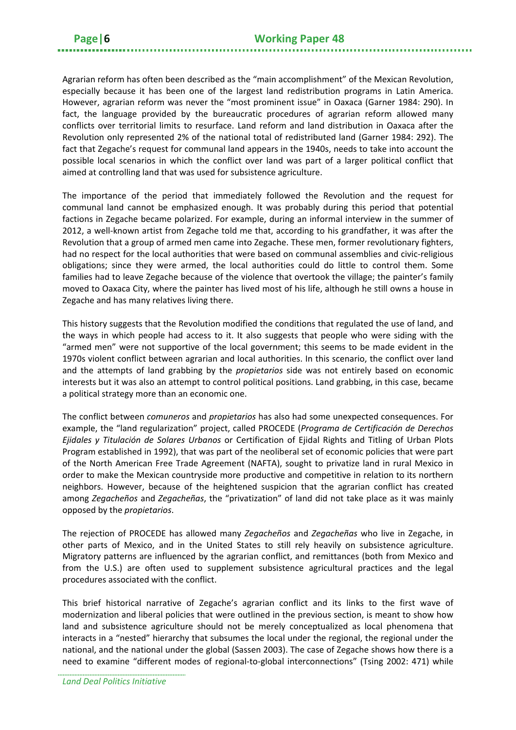Agrarian reform has often been described as the "main accomplishment" of the Mexican Revolution, especially because it has been one of the largest land redistribution programs in Latin America. However, agrarian reform was never the "most prominent issue" in Oaxaca (Garner 1984: 290). In fact, the language provided by the bureaucratic procedures of agrarian reform allowed many conflicts over territorial limits to resurface. Land reform and land distribution in Oaxaca after the Revolution only represented 2% of the national total of redistributed land (Garner 1984: 292). The fact that Zegache's request for communal land appears in the 1940s, needs to take into account the possible local scenarios in which the conflict over land was part of a larger political conflict that aimed at controlling land that was used for subsistence agriculture.

The importance of the period that immediately followed the Revolution and the request for communal land cannot be emphasized enough. It was probably during this period that potential factions in Zegache became polarized. For example, during an informal interview in the summer of 2012, a well-known artist from Zegache told me that, according to his grandfather, it was after the Revolution that a group of armed men came into Zegache. These men, former revolutionary fighters, had no respect for the local authorities that were based on communal assemblies and civic-religious obligations; since they were armed, the local authorities could do little to control them. Some families had to leave Zegache because of the violence that overtook the village; the painter's family moved to Oaxaca City, where the painter has lived most of his life, although he still owns a house in Zegache and has many relatives living there.

This history suggests that the Revolution modified the conditions that regulated the use of land, and the ways in which people had access to it. It also suggests that people who were siding with the "armed men" were not supportive of the local government; this seems to be made evident in the 1970s violent conflict between agrarian and local authorities. In this scenario, the conflict over land and the attempts of land grabbing by the *propietarios* side was not entirely based on economic interests but it was also an attempt to control political positions. Land grabbing, in this case, became a political strategy more than an economic one.

The conflict between *comuneros* and *propietarios* has also had some unexpected consequences. For example, the "land regularization" project, called PROCEDE (*Programa de Certificación de Derechos Ejidales y Titulación de Solares Urbanos* or Certification of Ejidal Rights and Titling of Urban Plots Program established in 1992), that was part of the neoliberal set of economic policies that were part of the North American Free Trade Agreement (NAFTA), sought to privatize land in rural Mexico in order to make the Mexican countryside more productive and competitive in relation to its northern neighbors. However, because of the heightened suspicion that the agrarian conflict has created among *Zegacheños* and *Zegacheñas*, the "privatization" of land did not take place as it was mainly opposed by the *propietarios*.

The rejection of PROCEDE has allowed many *Zegacheños* and *Zegacheñas* who live in Zegache, in other parts of Mexico, and in the United States to still rely heavily on subsistence agriculture. Migratory patterns are influenced by the agrarian conflict, and remittances (both from Mexico and from the U.S.) are often used to supplement subsistence agricultural practices and the legal procedures associated with the conflict.

This brief historical narrative of Zegache's agrarian conflict and its links to the first wave of modernization and liberal policies that were outlined in the previous section, is meant to show how land and subsistence agriculture should not be merely conceptualized as local phenomena that interacts in a "nested" hierarchy that subsumes the local under the regional, the regional under the national, and the national under the global (Sassen 2003). The case of Zegache shows how there is a need to examine "different modes of regional-to-global interconnections" (Tsing 2002: 471) while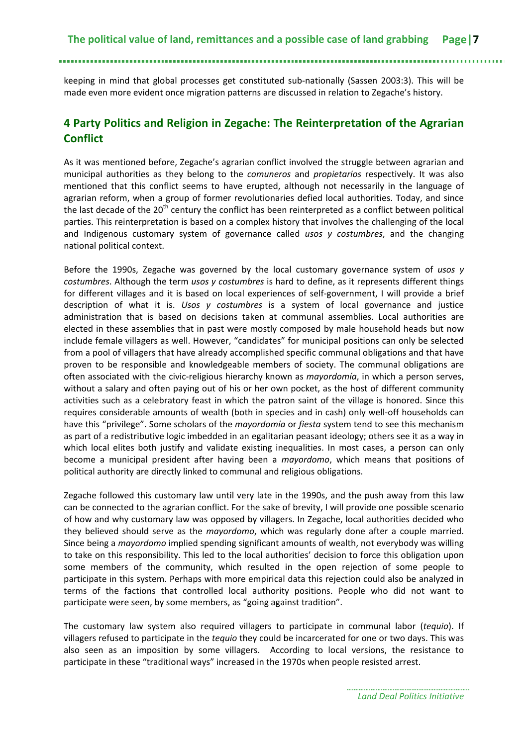keeping in mind that global processes get constituted sub-nationally (Sassen 2003:3). This will be made even more evident once migration patterns are discussed in relation to Zegache's history.

## 4 Party Politics and Religion in Zegache: The Reinterpretation of the Agrarian Conflict

As it was mentioned before, Zegache's agrarian conflict involved the struggle between agrarian and municipal authorities as they belong to the *comuneros* and *propietarios* respectively. It was also mentioned that this conflict seems to have erupted, although not necessarily in the language of agrarian reform, when a group of former revolutionaries defied local authorities. Today, and since the last decade of the 20th century the conflict has been reinterpreted as a conflict between political parties. This reinterpretation is based on a complex history that involves the challenging of the local and Indigenous customary system of governance called *usos y costumbres*, and the changing national political context.

Before the 1990s, Zegache was governed by the local customary governance system of *usos y costumbres*. Although the term *usos y costumbres* is hard to define, as it represents different things for different villages and it is based on local experiences of self-government, I will provide a brief description of what it is. *Usos y costumbres* is a system of local governance and justice administration that is based on decisions taken at communal assemblies. Local authorities are elected in these assemblies that in past were mostly composed by male household heads but now include female villagers as well. However, "candidates" for municipal positions can only be selected from a pool of villagers that have already accomplished specific communal obligations and that have proven to be responsible and knowledgeable members of society. The communal obligations are often associated with the civic-religious hierarchy known as *mayordomía*, in which a person serves, without a salary and often paying out of his or her own pocket, as the host of different community activities such as a celebratory feast in which the patron saint of the village is honored. Since this requires considerable amounts of wealth (both in species and in cash) only well-off households can have this "privilege". Some scholars of the *mayordomía* or *fiesta* system tend to see this mechanism as part of a redistributive logic imbedded in an egalitarian peasant ideology; others see it as a way in which local elites both justify and validate existing inequalities. In most cases, a person can only become a municipal president after having been a *mayordomo*, which means that positions of political authority are directly linked to communal and religious obligations.

Zegache followed this customary law until very late in the 1990s, and the push away from this law can be connected to the agrarian conflict. For the sake of brevity, I will provide one possible scenario of how and why customary law was opposed by villagers. In Zegache, local authorities decided who they believed should serve as the *mayordomo*, which was regularly done after a couple married. Since being a *mayordomo* implied spending significant amounts of wealth, not everybody was willing to take on this responsibility. This led to the local authorities' decision to force this obligation upon some members of the community, which resulted in the open rejection of some people to participate in this system. Perhaps with more empirical data this rejection could also be analyzed in terms of the factions that controlled local authority positions. People who did not want to participate were seen, by some members, as "going against tradition".

The customary law system also required villagers to participate in communal labor (*tequio*). If villagers refused to participate in the *tequio* they could be incarcerated for one or two days. This was also seen as an imposition by some villagers. According to local versions, the resistance to participate in these "traditional ways" increased in the 1970s when people resisted arrest.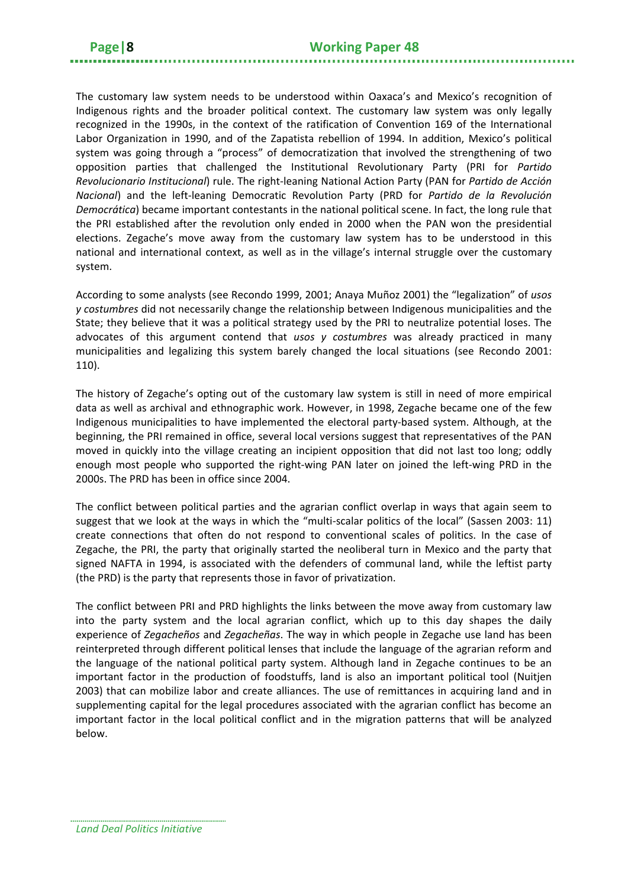The customary law system needs to be understood within Oaxaca's and Mexico's recognition of Indigenous rights and the broader political context. The customary law system was only legally recognized in the 1990s, in the context of the ratification of Convention 169 of the International Labor Organization in 1990, and of the Zapatista rebellion of 1994. In addition, Mexico's political system was going through a "process" of democratization that involved the strengthening of two opposition parties that challenged the Institutional Revolutionary Party (PRI for *Partido Revolucionario Institucional*) rule. The right-leaning National Action Party (PAN for *Partido de Acción Nacional*) and the left-leaning Democratic Revolution Party (PRD for *Partido de la Revolución Democrática*) became important contestants in the national political scene. In fact, the long rule that the PRI established after the revolution only ended in 2000 when the PAN won the presidential elections. Zegache's move away from the customary law system has to be understood in this national and international context, as well as in the village's internal struggle over the customary system.

According to some analysts (see Recondo 1999, 2001; Anaya Muñoz 2001) the "legalization" of *usos y costumbres* did not necessarily change the relationship between Indigenous municipalities and the State; they believe that it was a political strategy used by the PRI to neutralize potential loses. The advocates of this argument contend that *usos y costumbres* was already practiced in many municipalities and legalizing this system barely changed the local situations (see Recondo 2001: 110).

The history of Zegache's opting out of the customary law system is still in need of more empirical data as well as archival and ethnographic work. However, in 1998, Zegache became one of the few Indigenous municipalities to have implemented the electoral party-based system. Although, at the beginning, the PRI remained in office, several local versions suggest that representatives of the PAN moved in quickly into the village creating an incipient opposition that did not last too long; oddly enough most people who supported the right-wing PAN later on joined the left-wing PRD in the 2000s. The PRD has been in office since 2004.

The conflict between political parties and the agrarian conflict overlap in ways that again seem to suggest that we look at the ways in which the "multi-scalar politics of the local" (Sassen 2003: 11) create connections that often do not respond to conventional scales of politics. In the case of Zegache, the PRI, the party that originally started the neoliberal turn in Mexico and the party that signed NAFTA in 1994, is associated with the defenders of communal land, while the leftist party (the PRD) is the party that represents those in favor of privatization.

The conflict between PRI and PRD highlights the links between the move away from customary law into the party system and the local agrarian conflict, which up to this day shapes the daily experience of *Zegacheños* and *Zegacheñas*. The way in which people in Zegache use land has been reinterpreted through different political lenses that include the language of the agrarian reform and the language of the national political party system. Although land in Zegache continues to be an important factor in the production of foodstuffs, land is also an important political tool (Nuitjen 2003) that can mobilize labor and create alliances. The use of remittances in acquiring land and in supplementing capital for the legal procedures associated with the agrarian conflict has become an important factor in the local political conflict and in the migration patterns that will be analyzed below.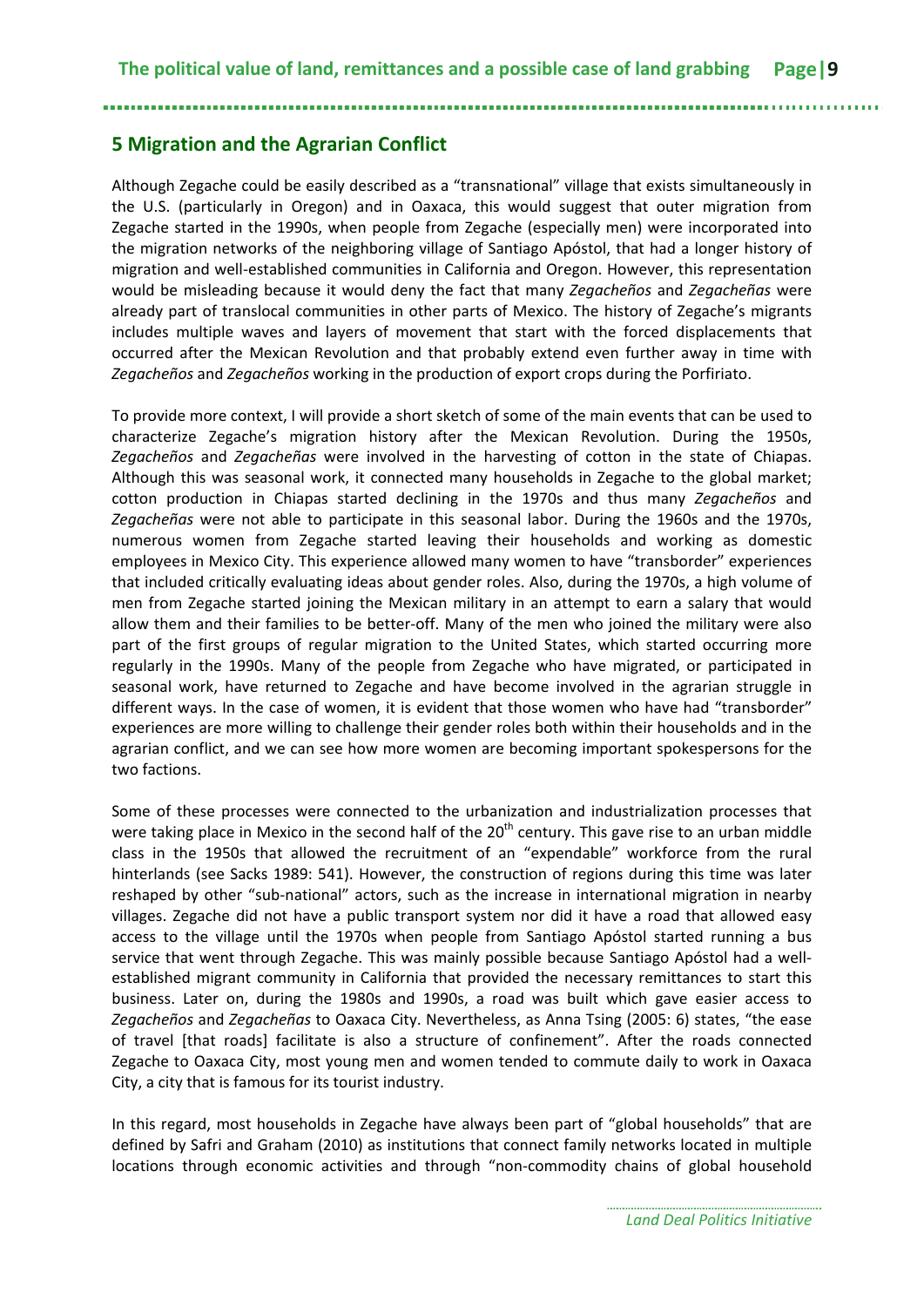## 5 Migration and the Agrarian Conflict

Although Zegache could be easily described as a "transnational" village that exists simultaneously in the U.S. (particularly in Oregon) and in Oaxaca, this would suggest that outer migration from Zegache started in the 1990s, when people from Zegache (especially men) were incorporated into the migration networks of the neighboring village of Santiago Apóstol, that had a longer history of migration and well-established communities in California and Oregon. However, this representation would be misleading because it would deny the fact that many *Zegacheños* and *Zegacheñas* were already part of translocal communities in other parts of Mexico. The history of Zegache's migrants includes multiple waves and layers of movement that start with the forced displacements that occurred after the Mexican Revolution and that probably extend even further away in time with *Zegacheños* and *Zegacheños* working in the production of export crops during the Porfiriato.

To provide more context, I will provide a short sketch of some of the main events that can be used to characterize Zegache's migration history after the Mexican Revolution. During the 1950s, *Zegacheños* and *Zegacheñas* were involved in the harvesting of cotton in the state of Chiapas. Although this was seasonal work, it connected many households in Zegache to the global market; cotton production in Chiapas started declining in the 1970s and thus many *Zegacheños* and *Zegacheñas* were not able to participate in this seasonal labor. During the 1960s and the 1970s, numerous women from Zegache started leaving their households and working as domestic employees in Mexico City. This experience allowed many women to have "transborder" experiences that included critically evaluating ideas about gender roles. Also, during the 1970s, a high volume of men from Zegache started joining the Mexican military in an attempt to earn a salary that would allow them and their families to be better-off. Many of the men who joined the military were also part of the first groups of regular migration to the United States, which started occurring more regularly in the 1990s. Many of the people from Zegache who have migrated, or participated in seasonal work, have returned to Zegache and have become involved in the agrarian struggle in different ways. In the case of women, it is evident that those women who have had "transborder" experiences are more willing to challenge their gender roles both within their households and in the agrarian conflict, and we can see how more women are becoming important spokespersons for the two factions.

Some of these processes were connected to the urbanization and industrialization processes that were taking place in Mexico in the second half of the 20th century. This gave rise to an urban middle class in the 1950s that allowed the recruitment of an "expendable" workforce from the rural hinterlands (see Sacks 1989: 541). However, the construction of regions during this time was later reshaped by other "sub-national" actors, such as the increase in international migration in nearby villages. Zegache did not have a public transport system nor did it have a road that allowed easy access to the village until the 1970s when people from Santiago Apóstol started running a bus service that went through Zegache. This was mainly possible because Santiago Apóstol had a well-established migrant community in California that provided the necessary remittances to start this business. Later on, during the 1980s and 1990s, a road was built which gave easier access to *Zegacheños* and *Zegacheñas* to Oaxaca City. Nevertheless, as Anna Tsing (2005: 6) states, "the ease of travel [that roads] facilitate is also a structure of confinement". After the roads connected Zegache to Oaxaca City, most young men and women tended to commute daily to work in Oaxaca City, a city that is famous for its tourist industry.

In this regard, most households in Zegache have always been part of "global households" that are defined by Safri and Graham (2010) as institutions that connect family networks located in multiple locations through economic activities and through "non-commodity chains of global household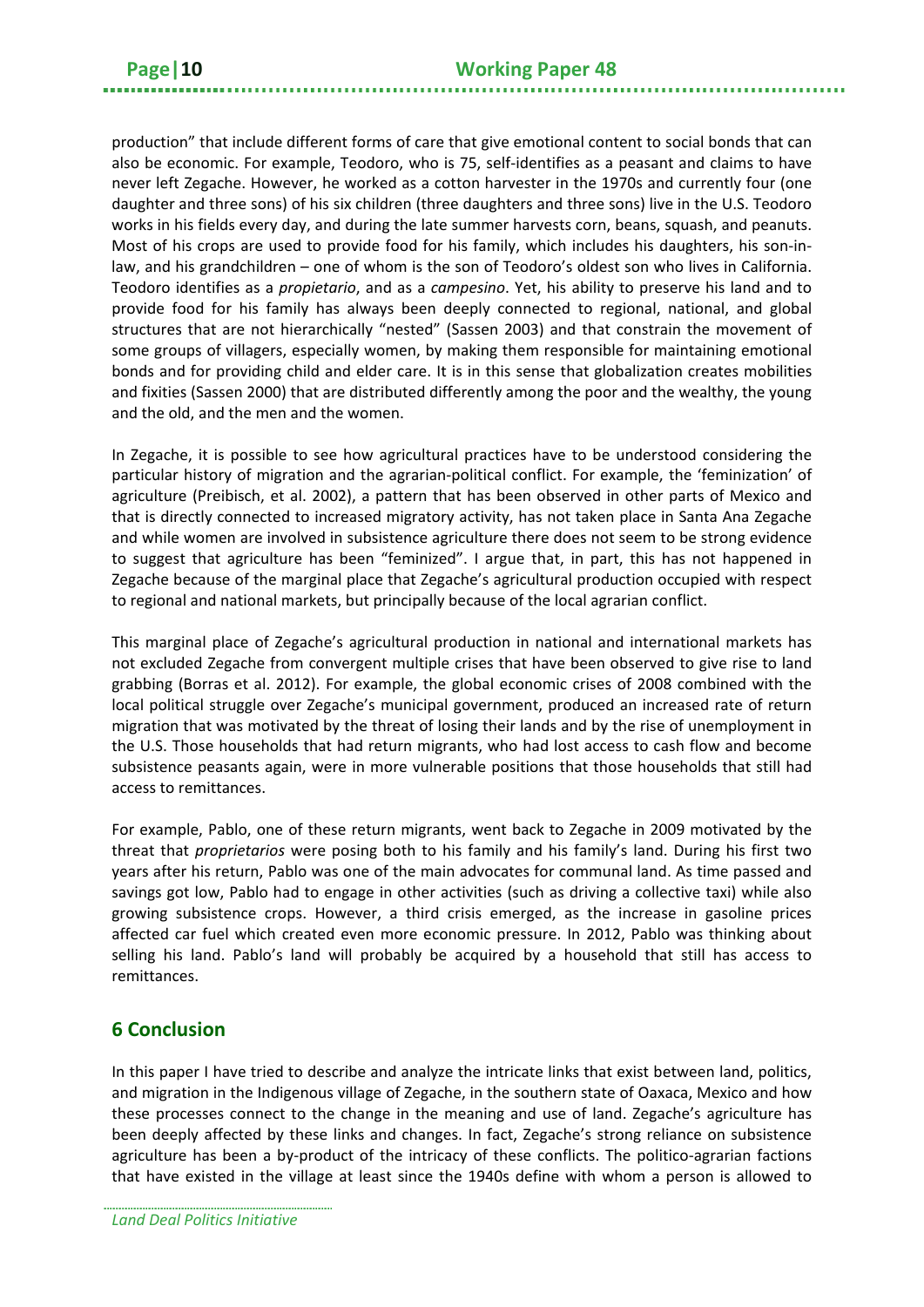production" that include different forms of care that give emotional content to social bonds that can also be economic. For example, Teodoro, who is 75, self-identifies as a peasant and claims to have never left Zegache. However, he worked as a cotton harvester in the 1970s and currently four (one daughter and three sons) of his six children (three daughters and three sons) live in the U.S. Teodoro works in his fields every day, and during the late summer harvests corn, beans, squash, and peanuts. Most of his crops are used to provide food for his family, which includes his daughters, his son-in-law, and his grandchildren – one of whom is the son of Teodoro's oldest son who lives in California. Teodoro identifies as a *propietario*, and as a *campesino*. Yet, his ability to preserve his land and to provide food for his family has always been deeply connected to regional, national, and global structures that are not hierarchically "nested" (Sassen 2003) and that constrain the movement of some groups of villagers, especially women, by making them responsible for maintaining emotional bonds and for providing child and elder care. It is in this sense that globalization creates mobilities and fixities (Sassen 2000) that are distributed differently among the poor and the wealthy, the young and the old, and the men and the women.

In Zegache, it is possible to see how agricultural practices have to be understood considering the particular history of migration and the agrarian-political conflict. For example, the 'feminization' of agriculture (Preibisch, et al. 2002), a pattern that has been observed in other parts of Mexico and that is directly connected to increased migratory activity, has not taken place in Santa Ana Zegache and while women are involved in subsistence agriculture there does not seem to be strong evidence to suggest that agriculture has been "feminized". I argue that, in part, this has not happened in Zegache because of the marginal place that Zegache's agricultural production occupied with respect to regional and national markets, but principally because of the local agrarian conflict.

This marginal place of Zegache's agricultural production in national and international markets has not excluded Zegache from convergent multiple crises that have been observed to give rise to land grabbing (Borras et al. 2012). For example, the global economic crises of 2008 combined with the local political struggle over Zegache's municipal government, produced an increased rate of return migration that was motivated by the threat of losing their lands and by the rise of unemployment in the U.S. Those households that had return migrants, who had lost access to cash flow and become subsistence peasants again, were in more vulnerable positions that those households that still had access to remittances.

For example, Pablo, one of these return migrants, went back to Zegache in 2009 motivated by the threat that *proprietarios* were posing both to his family and his family's land. During his first two years after his return, Pablo was one of the main advocates for communal land. As time passed and savings got low, Pablo had to engage in other activities (such as driving a collective taxi) while also growing subsistence crops. However, a third crisis emerged, as the increase in gasoline prices affected car fuel which created even more economic pressure. In 2012, Pablo was thinking about selling his land. Pablo's land will probably be acquired by a household that still has access to remittances.

## 6 Conclusion

In this paper I have tried to describe and analyze the intricate links that exist between land, politics, and migration in the Indigenous village of Zegache, in the southern state of Oaxaca, Mexico and how these processes connect to the change in the meaning and use of land. Zegache's agriculture has been deeply affected by these links and changes. In fact, Zegache's strong reliance on subsistence agriculture has been a by-product of the intricacy of these conflicts. The politico-agrarian factions that have existed in the village at least since the 1940s define with whom a person is allowed to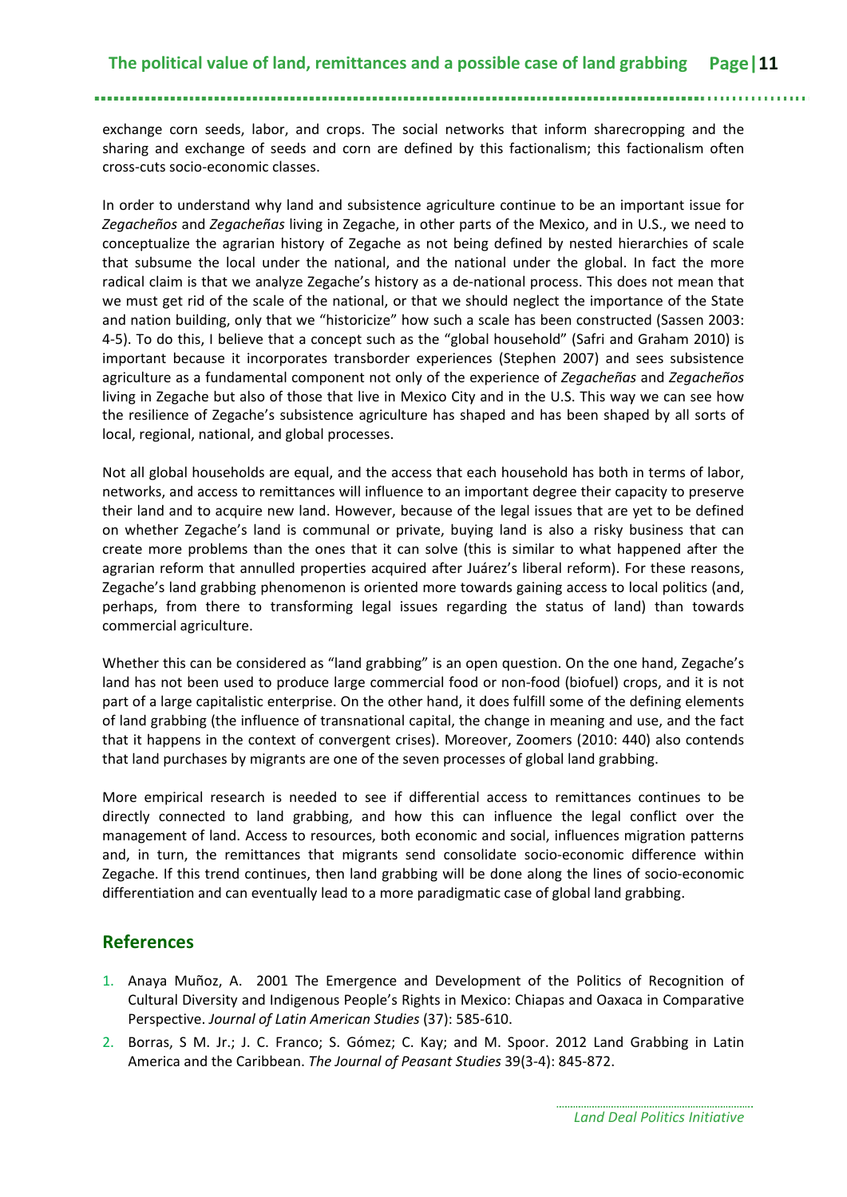exchange corn seeds, labor, and crops. The social networks that inform sharecropping and the sharing and exchange of seeds and corn are defined by this factionalism; this factionalism often cross-cuts socio-economic classes.

In order to understand why land and subsistence agriculture continue to be an important issue for *Zegacheños* and *Zegacheñas* living in Zegache, in other parts of the Mexico, and in U.S., we need to conceptualize the agrarian history of Zegache as not being defined by nested hierarchies of scale that subsume the local under the national, and the national under the global. In fact the more radical claim is that we analyze Zegache's history as a de-national process. This does not mean that we must get rid of the scale of the national, or that we should neglect the importance of the State and nation building, only that we "historicize" how such a scale has been constructed (Sassen 2003: 4-5). To do this, I believe that a concept such as the "global household" (Safri and Graham 2010) is important because it incorporates transborder experiences (Stephen 2007) and sees subsistence agriculture as a fundamental component not only of the experience of *Zegacheñas* and *Zegacheños* living in Zegache but also of those that live in Mexico City and in the U.S. This way we can see how the resilience of Zegache's subsistence agriculture has shaped and has been shaped by all sorts of local, regional, national, and global processes.

Not all global households are equal, and the access that each household has both in terms of labor, networks, and access to remittances will influence to an important degree their capacity to preserve their land and to acquire new land. However, because of the legal issues that are yet to be defined on whether Zegache's land is communal or private, buying land is also a risky business that can create more problems than the ones that it can solve (this is similar to what happened after the agrarian reform that annulled properties acquired after Juárez's liberal reform). For these reasons, Zegache's land grabbing phenomenon is oriented more towards gaining access to local politics (and, perhaps, from there to transforming legal issues regarding the status of land) than towards commercial agriculture.

Whether this can be considered as "land grabbing" is an open question. On the one hand, Zegache's land has not been used to produce large commercial food or non-food (biofuel) crops, and it is not part of a large capitalistic enterprise. On the other hand, it does fulfill some of the defining elements of land grabbing (the influence of transnational capital, the change in meaning and use, and the fact that it happens in the context of convergent crises). Moreover, Zoomers (2010: 440) also contends that land purchases by migrants are one of the seven processes of global land grabbing.

More empirical research is needed to see if differential access to remittances continues to be directly connected to land grabbing, and how this can influence the legal conflict over the management of land. Access to resources, both economic and social, influences migration patterns and, in turn, the remittances that migrants send consolidate socio-economic difference within Zegache. If this trend continues, then land grabbing will be done along the lines of socio-economic differentiation and can eventually lead to a more paradigmatic case of global land grabbing.

## References

1. Anaya Muñoz, A. 2001 The Emergence and Development of the Politics of Recognition of Cultural Diversity and Indigenous People's Rights in Mexico: Chiapas and Oaxaca in Comparative Perspective. *Journal of Latin American Studies* (37): 585-610.
2. Borras, S M. Jr.; J. C. Franco; S. Gómez; C. Kay; and M. Spoor. 2012 Land Grabbing in Latin America and the Caribbean. *The Journal of Peasant Studies* 39(3-4): 845-872.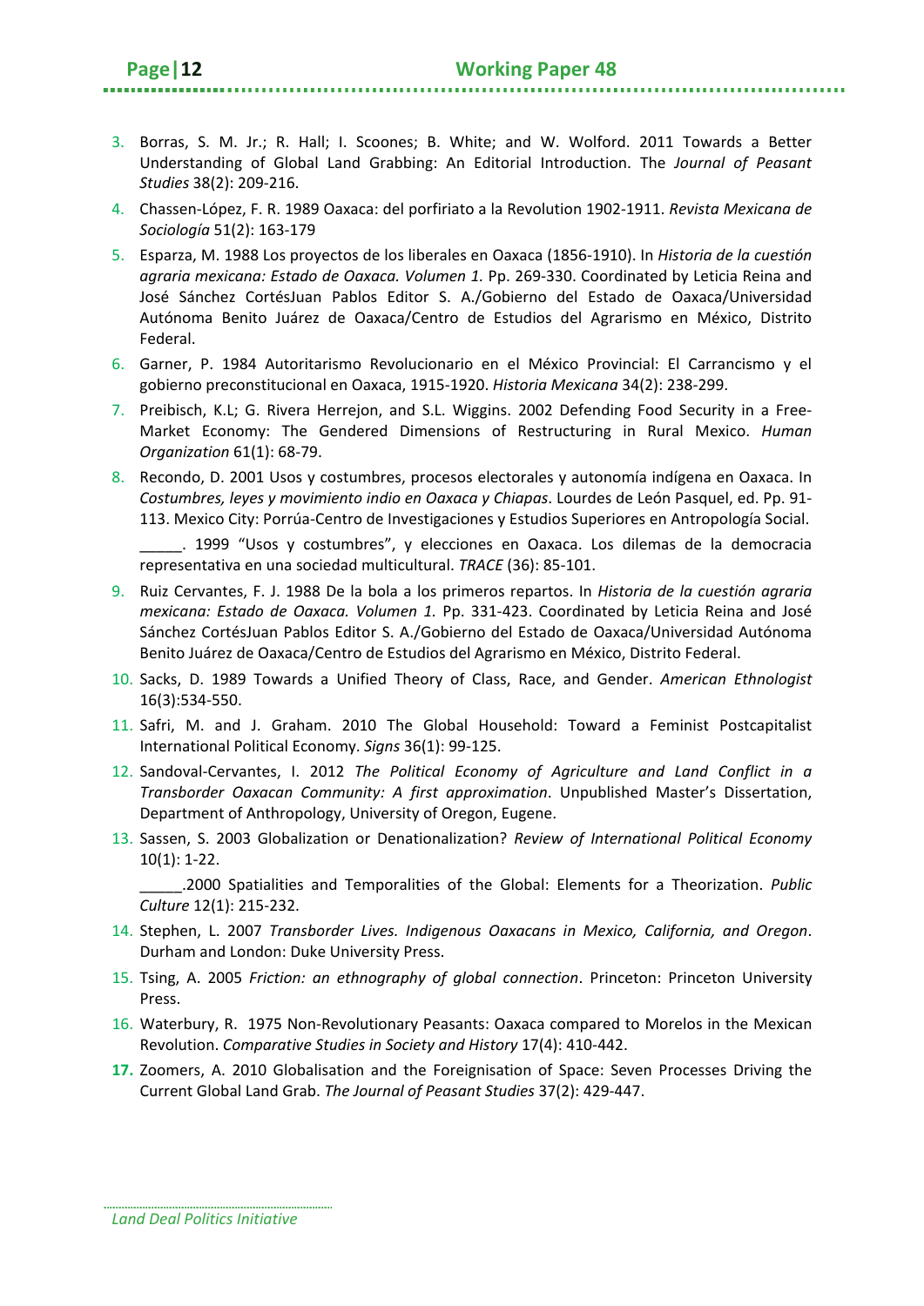3. Borras, S. M. Jr.; R. Hall; I. Scoones; B. White; and W. Wolford. 2011 Towards a Better Understanding of Global Land Grabbing: An Editorial Introduction. The *Journal of Peasant Studies* 38(2): 209-216.
4. Chassen-López, F. R. 1989 Oaxaca: del porfiriato a la Revolution 1902-1911. *Revista Mexicana de Sociología* 51(2): 163-179
5. Esparza, M. 1988 Los proyectos de los liberales en Oaxaca (1856-1910). In *Historia de la cuestión agraria mexicana: Estado de Oaxaca. Volumen 1.* Pp. 269-330. Coordinated by Leticia Reina and José Sánchez CortésJuan Pablos Editor S. A./Gobierno del Estado de Oaxaca/Universidad Autónoma Benito Juárez de Oaxaca/Centro de Estudios del Agrarismo en México, Distrito Federal.
6. Garner, P. 1984 Autoritarismo Revolucionario en el México Provincial: El Carrancismo y el gobierno preconstitucional en Oaxaca, 1915-1920. *Historia Mexicana* 34(2): 238-299.
7. Preibisch, K.L; G. Rivera Herrejon, and S.L. Wiggins. 2002 Defending Food Security in a Free-Market Economy: The Gendered Dimensions of Restructuring in Rural Mexico. *Human Organization* 61(1): 68-79.
8. Recondo, D. 2001 Usos y costumbres, procesos electorales y autonomía indígena en Oaxaca. In *Costumbres, leyes y movimiento indio en Oaxaca y Chiapas*. Lourdes de León Pasquel, ed. Pp. 91-113. Mexico City: Porrúa-Centro de Investigaciones y Estudios Superiores en Antropología Social.

   _____. 1999 "Usos y costumbres", y elecciones en Oaxaca. Los dilemas de la democracia representativa en una sociedad multicultural. *TRACE* (36): 85-101.
9. Ruiz Cervantes, F. J. 1988 De la bola a los primeros repartos. In *Historia de la cuestión agraria mexicana: Estado de Oaxaca. Volumen 1.* Pp. 331-423. Coordinated by Leticia Reina and José Sánchez CortésJuan Pablos Editor S. A./Gobierno del Estado de Oaxaca/Universidad Autónoma Benito Juárez de Oaxaca/Centro de Estudios del Agrarismo en México, Distrito Federal.
10. Sacks, D. 1989 Towards a Unified Theory of Class, Race, and Gender. *American Ethnologist* 16(3):534-550.
11. Safri, M. and J. Graham. 2010 The Global Household: Toward a Feminist Postcapitalist International Political Economy. *Signs* 36(1): 99-125.
12. Sandoval-Cervantes, I. 2012 *The Political Economy of Agriculture and Land Conflict in a Transborder Oaxacan Community: A first approximation*. Unpublished Master's Dissertation, Department of Anthropology, University of Oregon, Eugene.
13. Sassen, S. 2003 Globalization or Denationalization? *Review of International Political Economy* 10(1): 1-22.

    _____.2000 Spatialities and Temporalities of the Global: Elements for a Theorization. *Public Culture* 12(1): 215-232.
14. Stephen, L. 2007 *Transborder Lives. Indigenous Oaxacans in Mexico, California, and Oregon*. Durham and London: Duke University Press.
15. Tsing, A. 2005 *Friction: an ethnography of global connection*. Princeton: Princeton University Press.
16. Waterbury, R. 1975 Non-Revolutionary Peasants: Oaxaca compared to Morelos in the Mexican Revolution. *Comparative Studies in Society and History* 17(4): 410-442.
17. Zoomers, A. 2010 Globalisation and the Foreignisation of Space: Seven Processes Driving the Current Global Land Grab. *The Journal of Peasant Studies* 37(2): 429-447.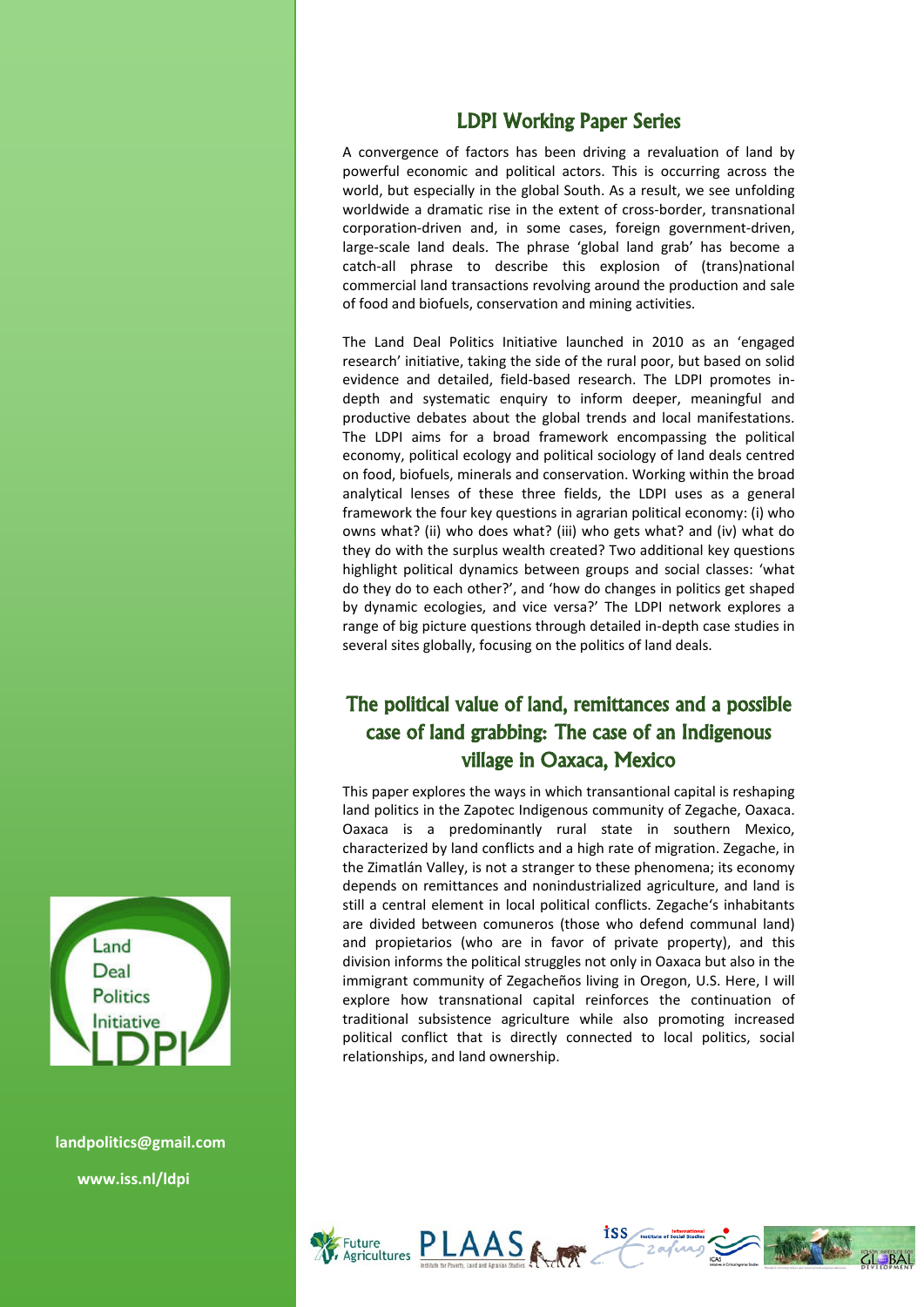## LDPI Working Paper Series

A convergence of factors has been driving a revaluation of land by powerful economic and political actors. This is occurring across the world, but especially in the global South. As a result, we see unfolding worldwide a dramatic rise in the extent of cross-border, transnational corporation-driven and, in some cases, foreign government-driven, large-scale land deals. The phrase 'global land grab' has become a catch-all phrase to describe this explosion of (trans)national commercial land transactions revolving around the production and sale of food and biofuels, conservation and mining activities.

The Land Deal Politics Initiative launched in 2010 as an 'engaged research' initiative, taking the side of the rural poor, but based on solid evidence and detailed, field-based research. The LDPI promotes in-depth and systematic enquiry to inform deeper, meaningful and productive debates about the global trends and local manifestations. The LDPI aims for a broad framework encompassing the political economy, political ecology and political sociology of land deals centred on food, biofuels, minerals and conservation. Working within the broad analytical lenses of these three fields, the LDPI uses as a general framework the four key questions in agrarian political economy: (i) who owns what? (ii) who does what? (iii) who gets what? and (iv) what do they do with the surplus wealth created? Two additional key questions highlight political dynamics between groups and social classes: 'what do they do to each other?', and 'how do changes in politics get shaped by dynamic ecologies, and vice versa?' The LDPI network explores a range of big picture questions through detailed in-depth case studies in several sites globally, focusing on the politics of land deals.

## The political value of land, remittances and a possible case of land grabbing: The case of an Indigenous village in Oaxaca, Mexico

This paper explores the ways in which transantional capital is reshaping land politics in the Zapotec Indigenous community of Zegache, Oaxaca. Oaxaca is a predominantly rural state in southern Mexico, characterized by land conflicts and a high rate of migration. Zegache, in the Zimatlán Valley, is not a stranger to these phenomena; its economy depends on remittances and nonindustrialized agriculture, and land is still a central element in local political conflicts. Zegache's inhabitants are divided between comuneros (those who defend communal land) and propietarios (who are in favor of private property), and this division informs the political struggles not only in Oaxaca but also in the immigrant community of Zegacheños living in Oregon, U.S. Here, I will explore how transnational capital reinforces the continuation of traditional subsistence agriculture while also promoting increased political conflict that is directly connected to local politics, social relationships, and land ownership.

Land Deal Politics Initiative LDPI

landpolitics@gmail.com

www.iss.nl/ldpi